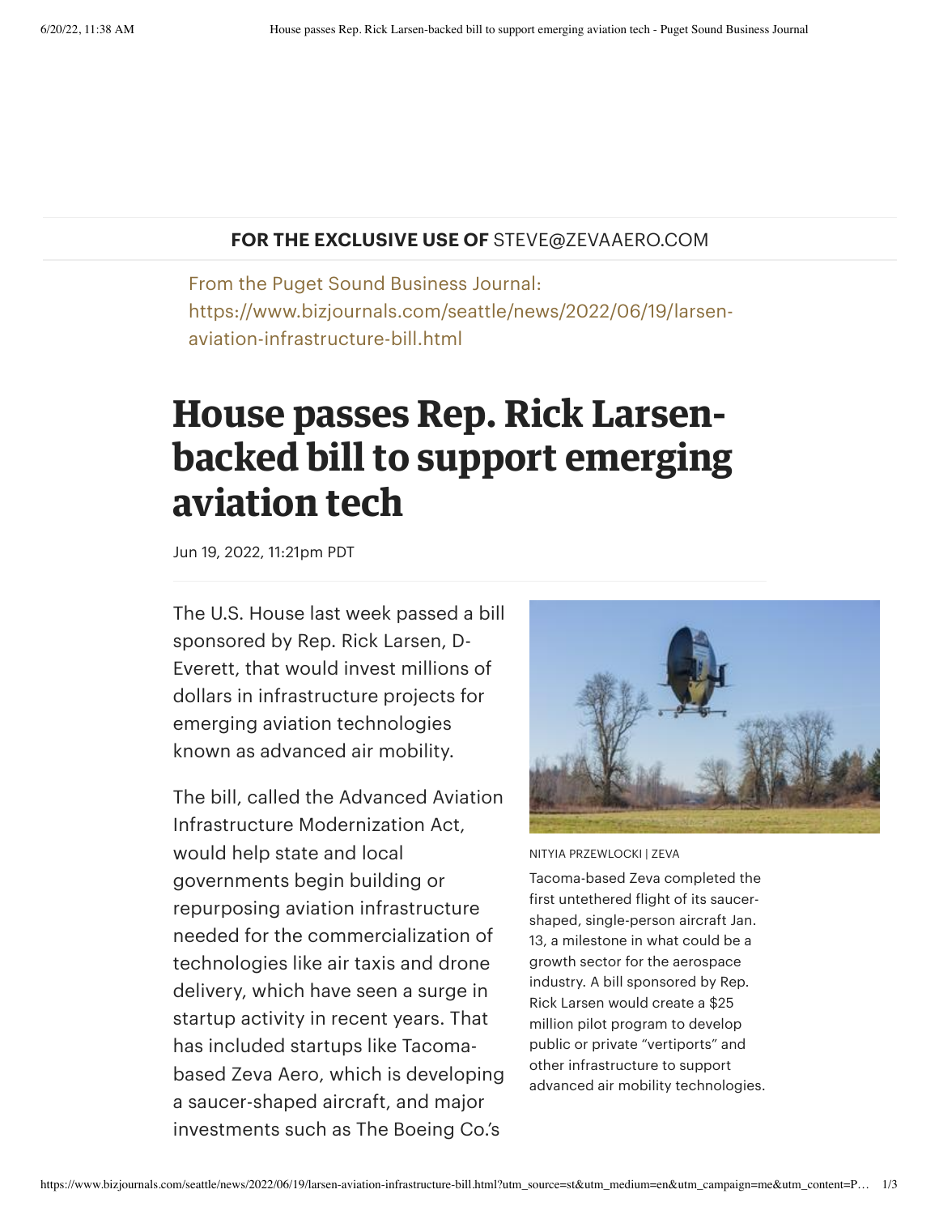**FOR THE EXCLUSIVE USE OF** STEVE@ZEVAAERO.COM

From the Puget Sound Business Journal:
https://www.bizjournals.com/seattle/news/2022/06/19/larsen-aviation-infrastructure-bill.html

# House passes Rep. Rick Larsen-backed bill to support emerging aviation tech

Jun 19, 2022, 11:21pm PDT

The U.S. House last week passed a bill sponsored by Rep. Rick Larsen, D-Everett, that would invest millions of dollars in infrastructure projects for emerging aviation technologies known as advanced air mobility.

NITYIA PRZEWLOCKI | ZEVA

Tacoma-based Zeva completed the first untethered flight of its saucer-shaped, single-person aircraft Jan. 13, a milestone in what could be a growth sector for the aerospace industry. A bill sponsored by Rep. Rick Larsen would create a $25 million pilot program to develop public or private "vertiports" and other infrastructure to support advanced air mobility technologies.

The bill, called the Advanced Aviation Infrastructure Modernization Act, would help state and local governments begin building or repurposing aviation infrastructure needed for the commercialization of technologies like air taxis and drone delivery, which have seen a surge in startup activity in recent years. That has included startups like Tacoma-based Zeva Aero, which is developing a saucer-shaped aircraft, and major investments such as The Boeing Co.'s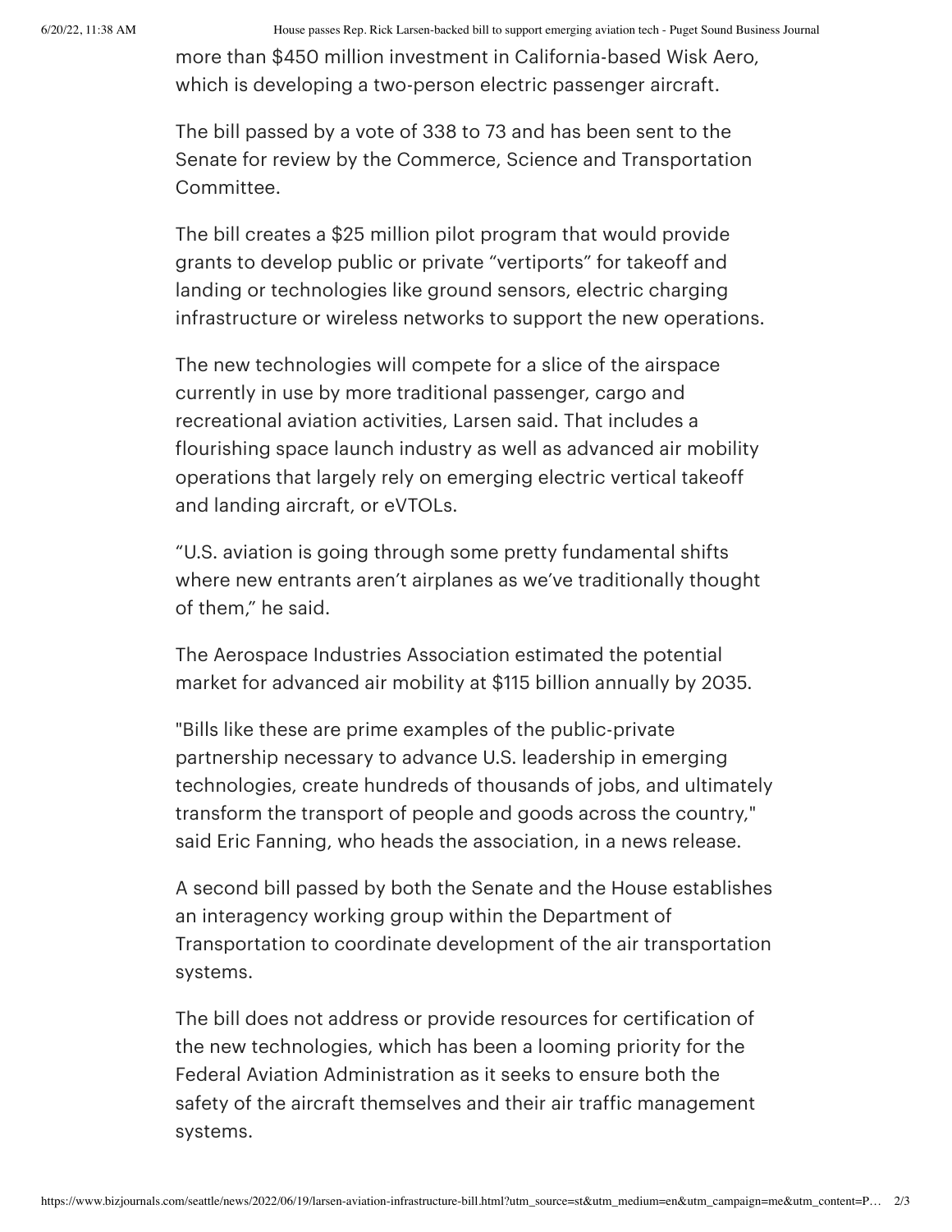more than $450 million investment in California-based Wisk Aero, which is developing a two-person electric passenger aircraft.

The bill passed by a vote of 338 to 73 and has been sent to the Senate for review by the Commerce, Science and Transportation Committee.

The bill creates a $25 million pilot program that would provide grants to develop public or private "vertiports" for takeoff and landing or technologies like ground sensors, electric charging infrastructure or wireless networks to support the new operations.

The new technologies will compete for a slice of the airspace currently in use by more traditional passenger, cargo and recreational aviation activities, Larsen said. That includes a flourishing space launch industry as well as advanced air mobility operations that largely rely on emerging electric vertical takeoff and landing aircraft, or eVTOLs.

"U.S. aviation is going through some pretty fundamental shifts where new entrants aren't airplanes as we've traditionally thought of them," he said.

The Aerospace Industries Association estimated the potential market for advanced air mobility at $115 billion annually by 2035.

"Bills like these are prime examples of the public-private partnership necessary to advance U.S. leadership in emerging technologies, create hundreds of thousands of jobs, and ultimately transform the transport of people and goods across the country," said Eric Fanning, who heads the association, in a news release.

A second bill passed by both the Senate and the House establishes an interagency working group within the Department of Transportation to coordinate development of the air transportation systems.

The bill does not address or provide resources for certification of the new technologies, which has been a looming priority for the Federal Aviation Administration as it seeks to ensure both the safety of the aircraft themselves and their air traffic management systems.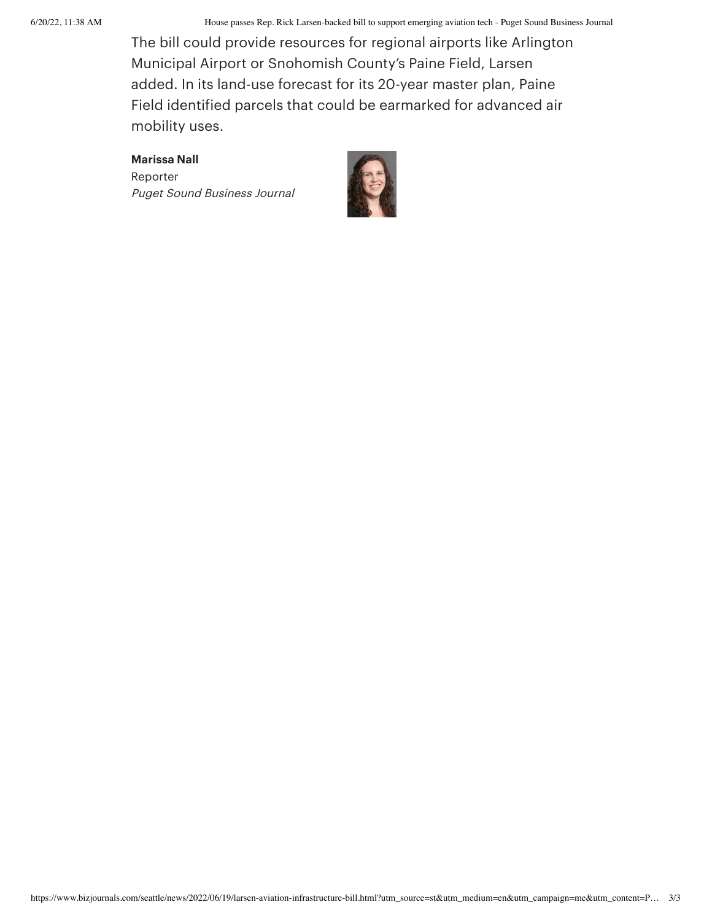The bill could provide resources for regional airports like Arlington Municipal Airport or Snohomish County's Paine Field, Larsen added. In its land-use forecast for its 20-year master plan, Paine Field identified parcels that could be earmarked for advanced air mobility uses.

**Marissa Nall**
Reporter
*Puget Sound Business Journal*